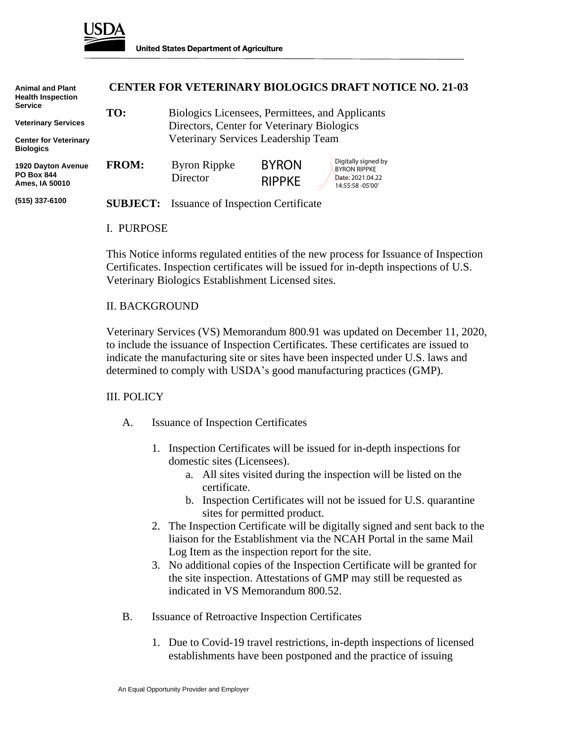United States Department of Agriculture

Animal and Plant Health Inspection Service

Veterinary Services

Center for Veterinary Biologics

1920 Dayton Avenue
PO Box 844
Ames, IA 50010

(515) 337-6100

# CENTER FOR VETERINARY BIOLOGICS DRAFT NOTICE NO. 21-03

**TO:** Biologics Licensees, Permittees, and Applicants
Directors, Center for Veterinary Biologics
Veterinary Services Leadership Team

**FROM:** Byron Rippke
Director

BYRON RIPPKE
Digitally signed by BYRON RIPPKE
Date: 2021.04.22 14:55:58 -05'00'

**SUBJECT:** Issuance of Inspection Certificate

## I. PURPOSE

This Notice informs regulated entities of the new process for Issuance of Inspection Certificates. Inspection certificates will be issued for in-depth inspections of U.S. Veterinary Biologics Establishment Licensed sites.

## II. BACKGROUND

Veterinary Services (VS) Memorandum 800.91 was updated on December 11, 2020, to include the issuance of Inspection Certificates. These certificates are issued to indicate the manufacturing site or sites have been inspected under U.S. laws and determined to comply with USDA's good manufacturing practices (GMP).

## III. POLICY

A. Issuance of Inspection Certificates

1. Inspection Certificates will be issued for in-depth inspections for domestic sites (Licensees).
   a. All sites visited during the inspection will be listed on the certificate.
   b. Inspection Certificates will not be issued for U.S. quarantine sites for permitted product.
2. The Inspection Certificate will be digitally signed and sent back to the liaison for the Establishment via the NCAH Portal in the same Mail Log Item as the inspection report for the site.
3. No additional copies of the Inspection Certificate will be granted for the site inspection. Attestations of GMP may still be requested as indicated in VS Memorandum 800.52.

B. Issuance of Retroactive Inspection Certificates

1. Due to Covid-19 travel restrictions, in-depth inspections of licensed establishments have been postponed and the practice of issuing

An Equal Opportunity Provider and Employer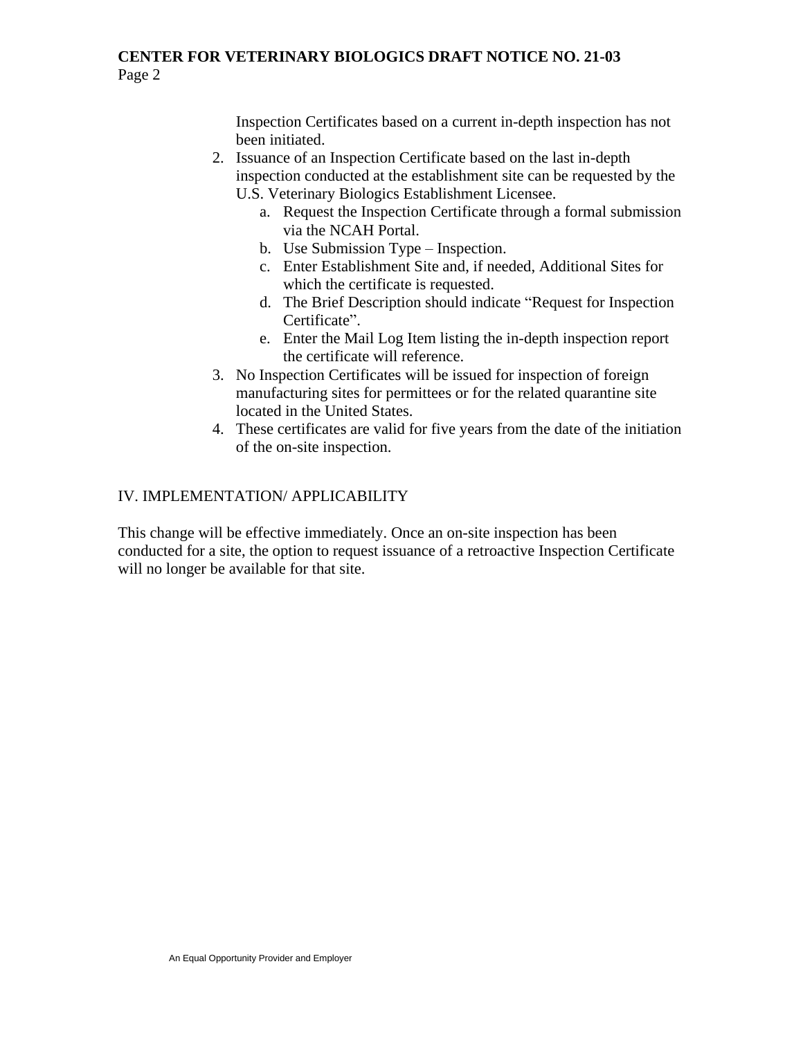Inspection Certificates based on a current in-depth inspection has not been initiated.

2. Issuance of an Inspection Certificate based on the last in-depth inspection conducted at the establishment site can be requested by the U.S. Veterinary Biologics Establishment Licensee.
   a. Request the Inspection Certificate through a formal submission via the NCAH Portal.
   b. Use Submission Type – Inspection.
   c. Enter Establishment Site and, if needed, Additional Sites for which the certificate is requested.
   d. The Brief Description should indicate "Request for Inspection Certificate".
   e. Enter the Mail Log Item listing the in-depth inspection report the certificate will reference.
3. No Inspection Certificates will be issued for inspection of foreign manufacturing sites for permittees or for the related quarantine site located in the United States.
4. These certificates are valid for five years from the date of the initiation of the on-site inspection.

## IV. IMPLEMENTATION/ APPLICABILITY

This change will be effective immediately. Once an on-site inspection has been conducted for a site, the option to request issuance of a retroactive Inspection Certificate will no longer be available for that site.